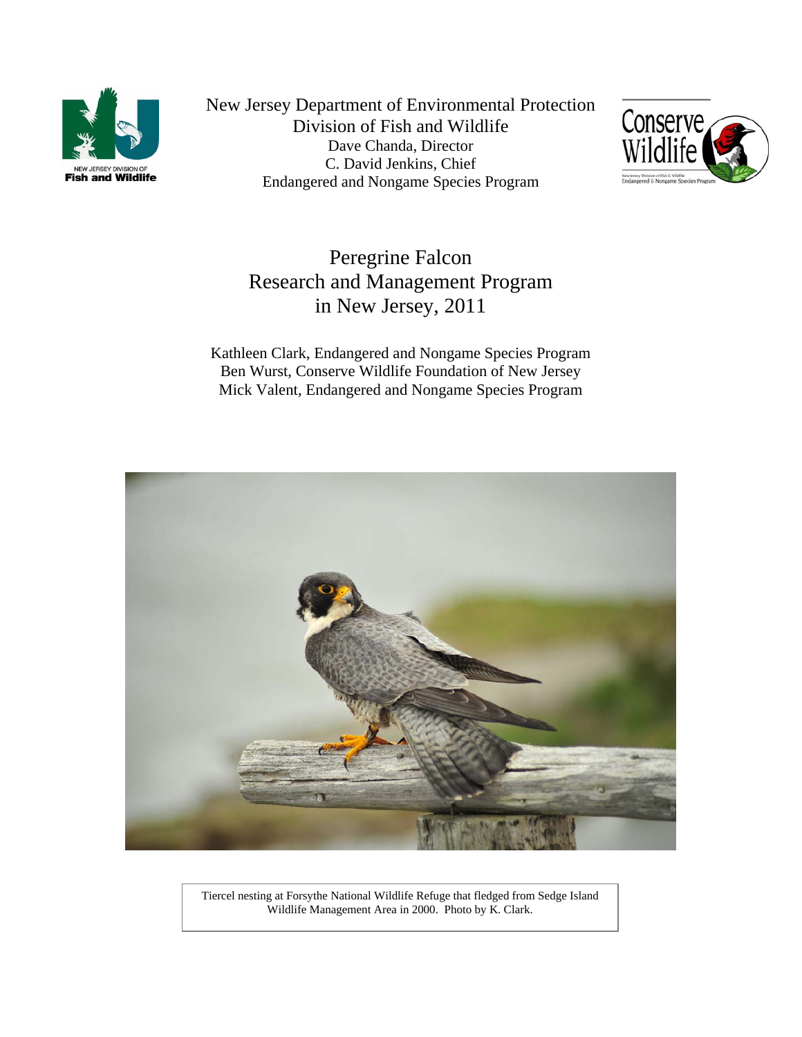New Jersey Department of Environmental Protection
Division of Fish and Wildlife
Dave Chanda, Director
C. David Jenkins, Chief
Endangered and Nongame Species Program

# Peregrine Falcon Research and Management Program in New Jersey, 2011

Kathleen Clark, Endangered and Nongame Species Program
Ben Wurst, Conserve Wildlife Foundation of New Jersey
Mick Valent, Endangered and Nongame Species Program

Tiercel nesting at Forsythe National Wildlife Refuge that fledged from Sedge Island Wildlife Management Area in 2000. Photo by K. Clark.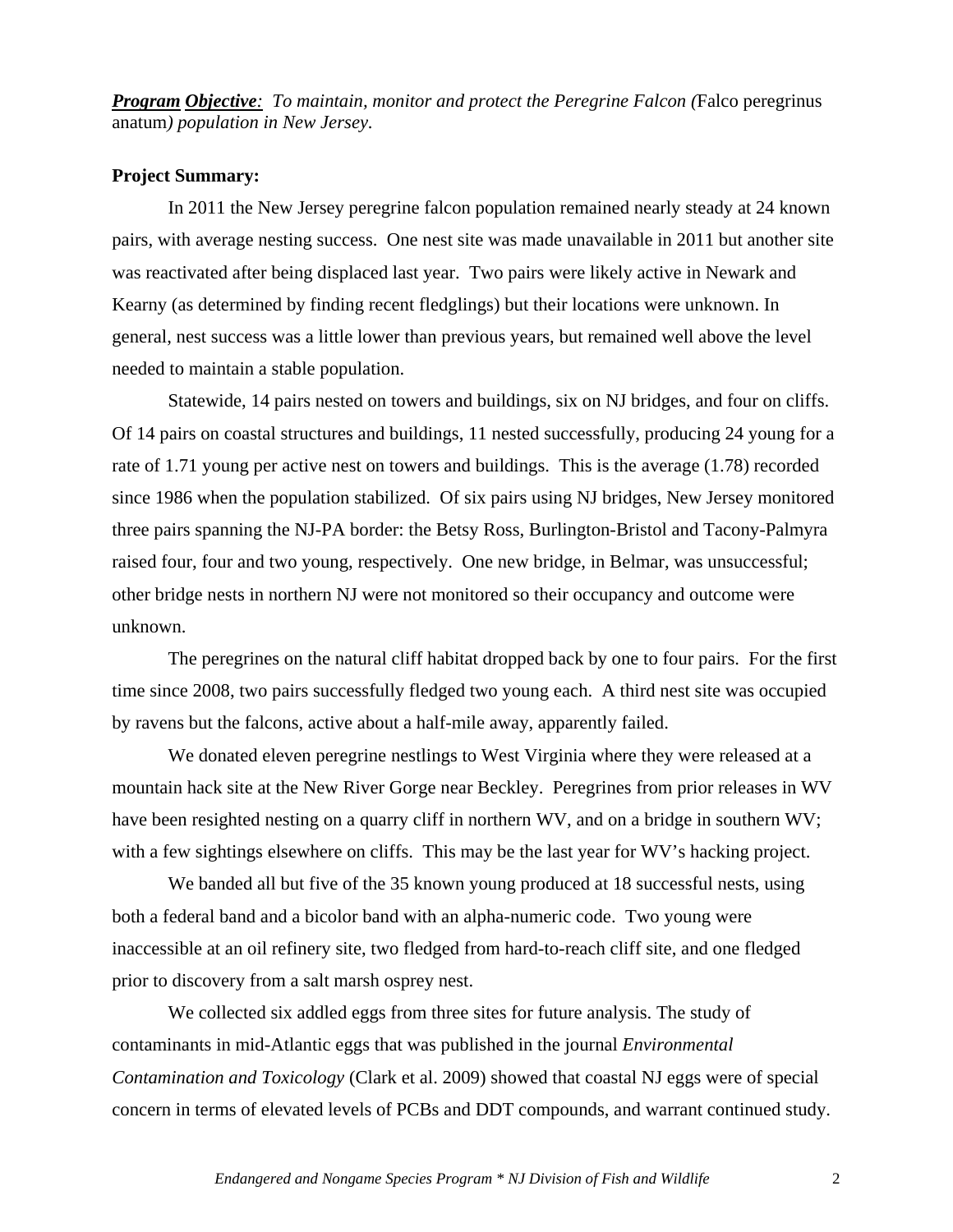***Program Objective**: To maintain, monitor and protect the Peregrine Falcon (*Falco peregrinus anatum*) population in New Jersey.*

**Project Summary:**

In 2011 the New Jersey peregrine falcon population remained nearly steady at 24 known pairs, with average nesting success. One nest site was made unavailable in 2011 but another site was reactivated after being displaced last year. Two pairs were likely active in Newark and Kearny (as determined by finding recent fledglings) but their locations were unknown. In general, nest success was a little lower than previous years, but remained well above the level needed to maintain a stable population.

Statewide, 14 pairs nested on towers and buildings, six on NJ bridges, and four on cliffs. Of 14 pairs on coastal structures and buildings, 11 nested successfully, producing 24 young for a rate of 1.71 young per active nest on towers and buildings. This is the average (1.78) recorded since 1986 when the population stabilized. Of six pairs using NJ bridges, New Jersey monitored three pairs spanning the NJ-PA border: the Betsy Ross, Burlington-Bristol and Tacony-Palmyra raised four, four and two young, respectively. One new bridge, in Belmar, was unsuccessful; other bridge nests in northern NJ were not monitored so their occupancy and outcome were unknown.

The peregrines on the natural cliff habitat dropped back by one to four pairs. For the first time since 2008, two pairs successfully fledged two young each. A third nest site was occupied by ravens but the falcons, active about a half-mile away, apparently failed.

We donated eleven peregrine nestlings to West Virginia where they were released at a mountain hack site at the New River Gorge near Beckley. Peregrines from prior releases in WV have been resighted nesting on a quarry cliff in northern WV, and on a bridge in southern WV; with a few sightings elsewhere on cliffs. This may be the last year for WV's hacking project.

We banded all but five of the 35 known young produced at 18 successful nests, using both a federal band and a bicolor band with an alpha-numeric code. Two young were inaccessible at an oil refinery site, two fledged from hard-to-reach cliff site, and one fledged prior to discovery from a salt marsh osprey nest.

We collected six addled eggs from three sites for future analysis. The study of contaminants in mid-Atlantic eggs that was published in the journal *Environmental Contamination and Toxicology* (Clark et al. 2009) showed that coastal NJ eggs were of special concern in terms of elevated levels of PCBs and DDT compounds, and warrant continued study.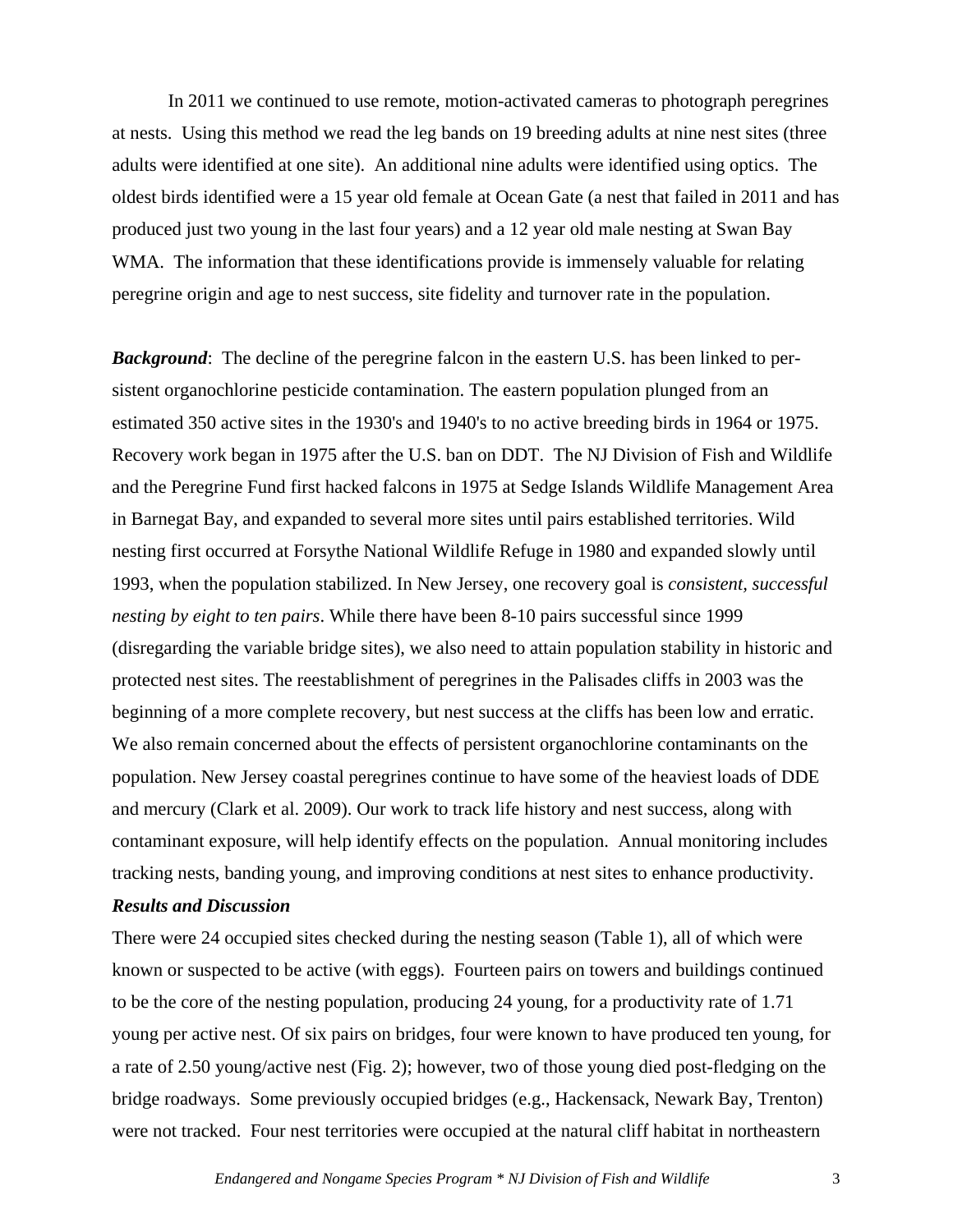In 2011 we continued to use remote, motion-activated cameras to photograph peregrines at nests. Using this method we read the leg bands on 19 breeding adults at nine nest sites (three adults were identified at one site). An additional nine adults were identified using optics. The oldest birds identified were a 15 year old female at Ocean Gate (a nest that failed in 2011 and has produced just two young in the last four years) and a 12 year old male nesting at Swan Bay WMA. The information that these identifications provide is immensely valuable for relating peregrine origin and age to nest success, site fidelity and turnover rate in the population.

***Background***: The decline of the peregrine falcon in the eastern U.S. has been linked to persistent organochlorine pesticide contamination. The eastern population plunged from an estimated 350 active sites in the 1930's and 1940's to no active breeding birds in 1964 or 1975. Recovery work began in 1975 after the U.S. ban on DDT. The NJ Division of Fish and Wildlife and the Peregrine Fund first hacked falcons in 1975 at Sedge Islands Wildlife Management Area in Barnegat Bay, and expanded to several more sites until pairs established territories. Wild nesting first occurred at Forsythe National Wildlife Refuge in 1980 and expanded slowly until 1993, when the population stabilized. In New Jersey, one recovery goal is *consistent, successful nesting by eight to ten pairs*. While there have been 8-10 pairs successful since 1999 (disregarding the variable bridge sites), we also need to attain population stability in historic and protected nest sites. The reestablishment of peregrines in the Palisades cliffs in 2003 was the beginning of a more complete recovery, but nest success at the cliffs has been low and erratic. We also remain concerned about the effects of persistent organochlorine contaminants on the population. New Jersey coastal peregrines continue to have some of the heaviest loads of DDE and mercury (Clark et al. 2009). Our work to track life history and nest success, along with contaminant exposure, will help identify effects on the population. Annual monitoring includes tracking nests, banding young, and improving conditions at nest sites to enhance productivity.

***Results and Discussion***

There were 24 occupied sites checked during the nesting season (Table 1), all of which were known or suspected to be active (with eggs). Fourteen pairs on towers and buildings continued to be the core of the nesting population, producing 24 young, for a productivity rate of 1.71 young per active nest. Of six pairs on bridges, four were known to have produced ten young, for a rate of 2.50 young/active nest (Fig. 2); however, two of those young died post-fledging on the bridge roadways. Some previously occupied bridges (e.g., Hackensack, Newark Bay, Trenton) were not tracked. Four nest territories were occupied at the natural cliff habitat in northeastern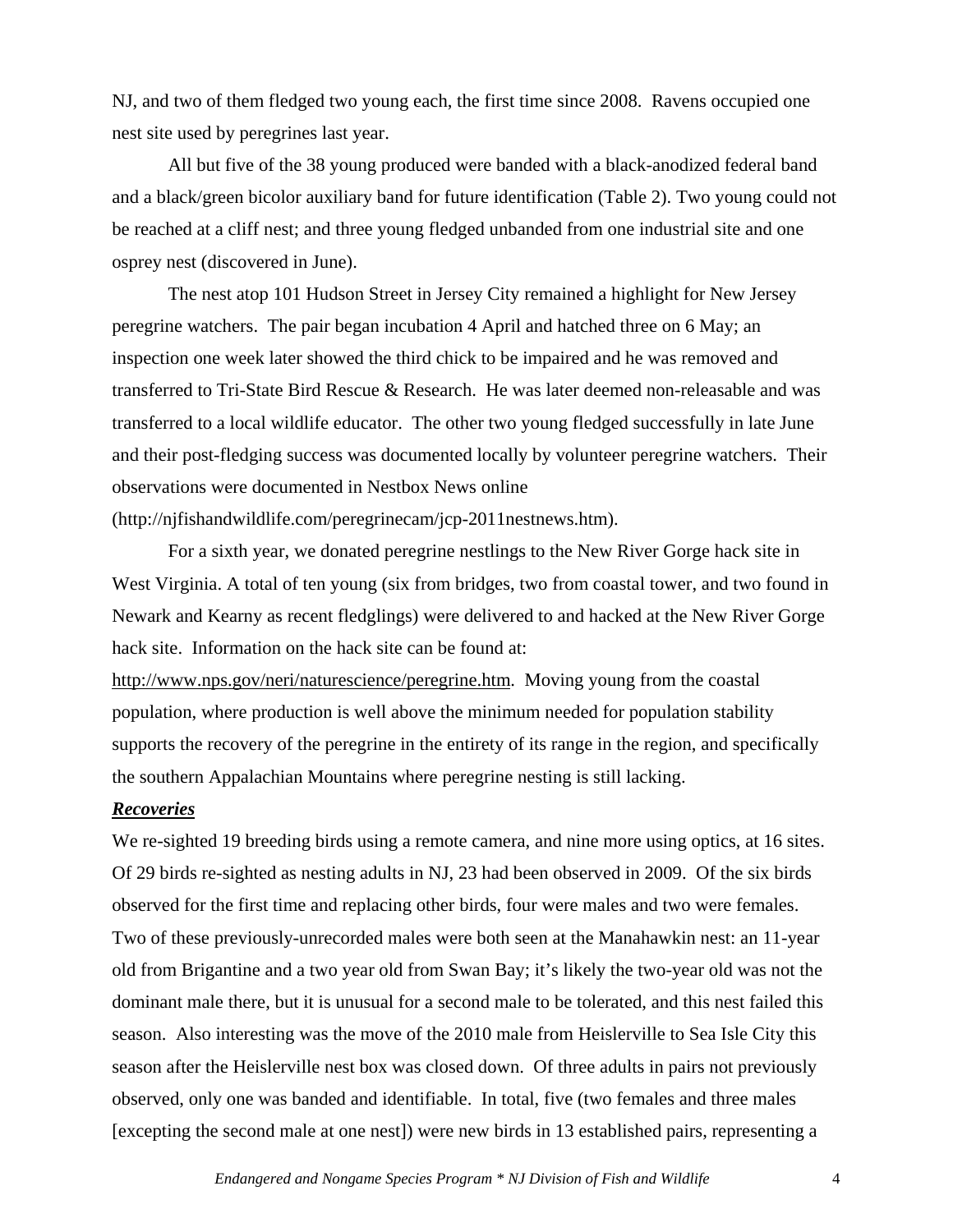NJ, and two of them fledged two young each, the first time since 2008. Ravens occupied one nest site used by peregrines last year.

All but five of the 38 young produced were banded with a black-anodized federal band and a black/green bicolor auxiliary band for future identification (Table 2). Two young could not be reached at a cliff nest; and three young fledged unbanded from one industrial site and one osprey nest (discovered in June).

The nest atop 101 Hudson Street in Jersey City remained a highlight for New Jersey peregrine watchers. The pair began incubation 4 April and hatched three on 6 May; an inspection one week later showed the third chick to be impaired and he was removed and transferred to Tri-State Bird Rescue & Research. He was later deemed non-releasable and was transferred to a local wildlife educator. The other two young fledged successfully in late June and their post-fledging success was documented locally by volunteer peregrine watchers. Their observations were documented in Nestbox News online (http://njfishandwildlife.com/peregrinecam/jcp-2011nestnews.htm).

For a sixth year, we donated peregrine nestlings to the New River Gorge hack site in West Virginia. A total of ten young (six from bridges, two from coastal tower, and two found in Newark and Kearny as recent fledglings) were delivered to and hacked at the New River Gorge hack site. Information on the hack site can be found at: http://www.nps.gov/neri/naturescience/peregrine.htm. Moving young from the coastal population, where production is well above the minimum needed for population stability supports the recovery of the peregrine in the entirety of its range in the region, and specifically the southern Appalachian Mountains where peregrine nesting is still lacking.

***Recoveries***

We re-sighted 19 breeding birds using a remote camera, and nine more using optics, at 16 sites. Of 29 birds re-sighted as nesting adults in NJ, 23 had been observed in 2009. Of the six birds observed for the first time and replacing other birds, four were males and two were females. Two of these previously-unrecorded males were both seen at the Manahawkin nest: an 11-year old from Brigantine and a two year old from Swan Bay; it's likely the two-year old was not the dominant male there, but it is unusual for a second male to be tolerated, and this nest failed this season. Also interesting was the move of the 2010 male from Heislerville to Sea Isle City this season after the Heislerville nest box was closed down. Of three adults in pairs not previously observed, only one was banded and identifiable. In total, five (two females and three males [excepting the second male at one nest]) were new birds in 13 established pairs, representing a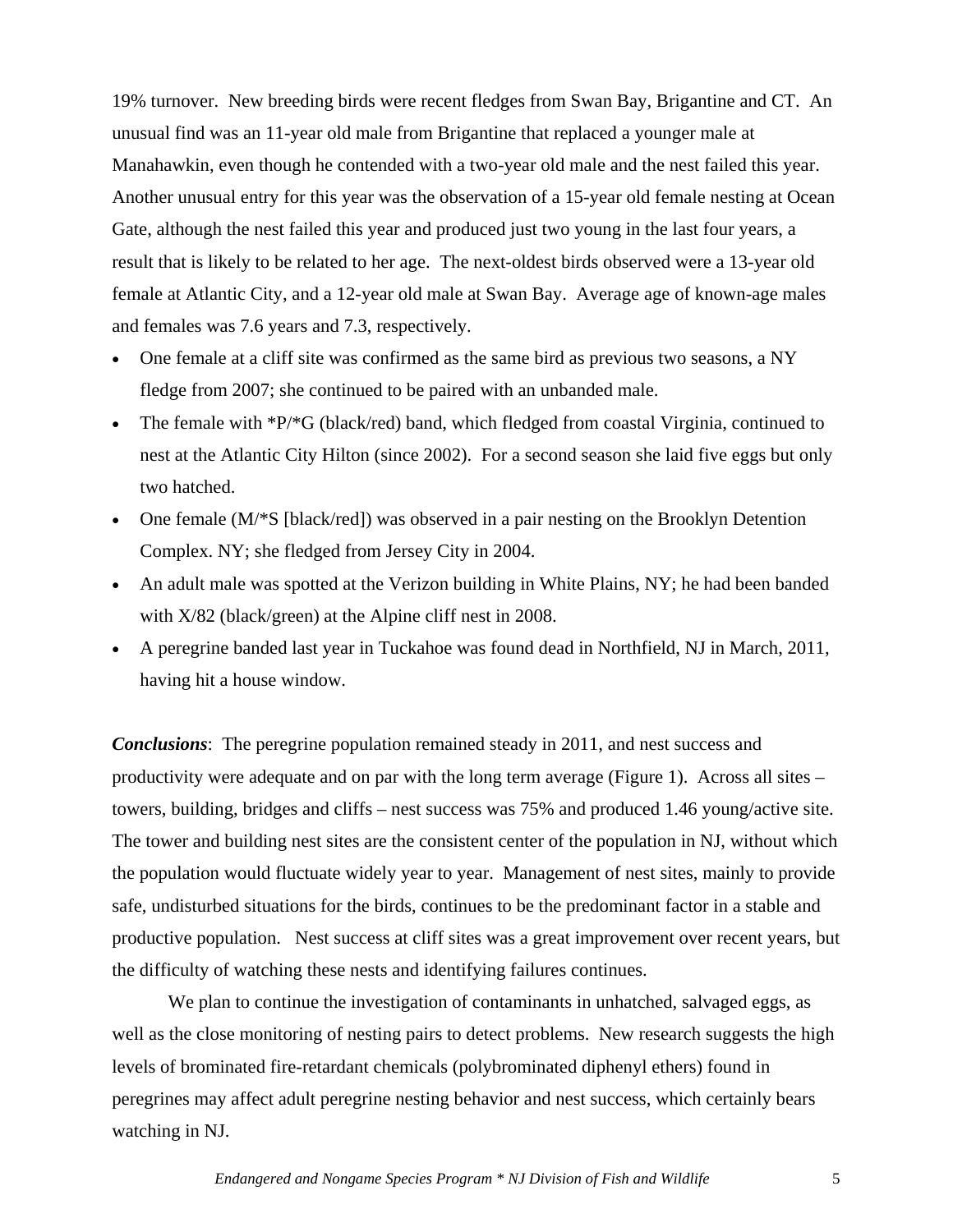19% turnover. New breeding birds were recent fledges from Swan Bay, Brigantine and CT. An unusual find was an 11-year old male from Brigantine that replaced a younger male at Manahawkin, even though he contended with a two-year old male and the nest failed this year. Another unusual entry for this year was the observation of a 15-year old female nesting at Ocean Gate, although the nest failed this year and produced just two young in the last four years, a result that is likely to be related to her age. The next-oldest birds observed were a 13-year old female at Atlantic City, and a 12-year old male at Swan Bay. Average age of known-age males and females was 7.6 years and 7.3, respectively.

- One female at a cliff site was confirmed as the same bird as previous two seasons, a NY fledge from 2007; she continued to be paired with an unbanded male.
- The female with *P/*G (black/red) band, which fledged from coastal Virginia, continued to nest at the Atlantic City Hilton (since 2002). For a second season she laid five eggs but only two hatched.
- One female (M/*S [black/red]) was observed in a pair nesting on the Brooklyn Detention Complex. NY; she fledged from Jersey City in 2004.
- An adult male was spotted at the Verizon building in White Plains, NY; he had been banded with X/82 (black/green) at the Alpine cliff nest in 2008.
- A peregrine banded last year in Tuckahoe was found dead in Northfield, NJ in March, 2011, having hit a house window.

***Conclusions***: The peregrine population remained steady in 2011, and nest success and productivity were adequate and on par with the long term average (Figure 1). Across all sites – towers, building, bridges and cliffs – nest success was 75% and produced 1.46 young/active site. The tower and building nest sites are the consistent center of the population in NJ, without which the population would fluctuate widely year to year. Management of nest sites, mainly to provide safe, undisturbed situations for the birds, continues to be the predominant factor in a stable and productive population. Nest success at cliff sites was a great improvement over recent years, but the difficulty of watching these nests and identifying failures continues.

We plan to continue the investigation of contaminants in unhatched, salvaged eggs, as well as the close monitoring of nesting pairs to detect problems. New research suggests the high levels of brominated fire-retardant chemicals (polybrominated diphenyl ethers) found in peregrines may affect adult peregrine nesting behavior and nest success, which certainly bears watching in NJ.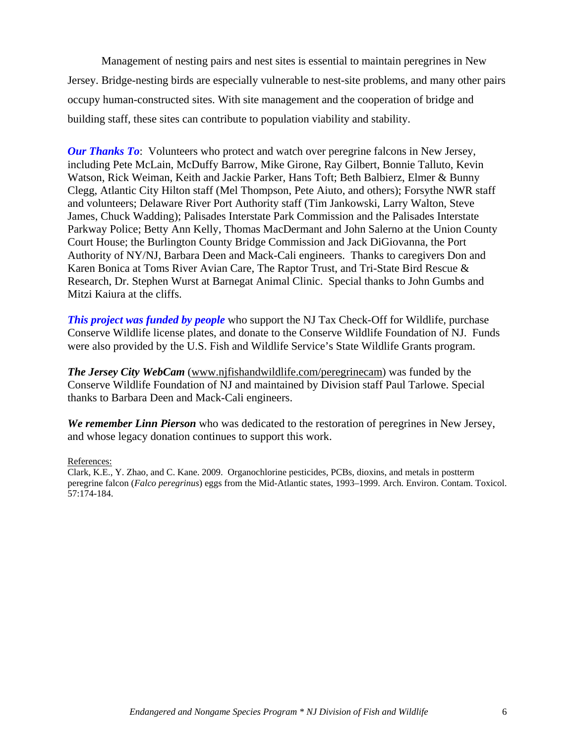Management of nesting pairs and nest sites is essential to maintain peregrines in New Jersey. Bridge-nesting birds are especially vulnerable to nest-site problems, and many other pairs occupy human-constructed sites. With site management and the cooperation of bridge and building staff, these sites can contribute to population viability and stability.

***Our Thanks To***: Volunteers who protect and watch over peregrine falcons in New Jersey, including Pete McLain, McDuffy Barrow, Mike Girone, Ray Gilbert, Bonnie Talluto, Kevin Watson, Rick Weiman, Keith and Jackie Parker, Hans Toft; Beth Balbierz, Elmer & Bunny Clegg, Atlantic City Hilton staff (Mel Thompson, Pete Aiuto, and others); Forsythe NWR staff and volunteers; Delaware River Port Authority staff (Tim Jankowski, Larry Walton, Steve James, Chuck Wadding); Palisades Interstate Park Commission and the Palisades Interstate Parkway Police; Betty Ann Kelly, Thomas MacDermant and John Salerno at the Union County Court House; the Burlington County Bridge Commission and Jack DiGiovanna, the Port Authority of NY/NJ, Barbara Deen and Mack-Cali engineers. Thanks to caregivers Don and Karen Bonica at Toms River Avian Care, The Raptor Trust, and Tri-State Bird Rescue & Research, Dr. Stephen Wurst at Barnegat Animal Clinic. Special thanks to John Gumbs and Mitzi Kaiura at the cliffs.

***This project was funded by people*** who support the NJ Tax Check-Off for Wildlife, purchase Conserve Wildlife license plates, and donate to the Conserve Wildlife Foundation of NJ. Funds were also provided by the U.S. Fish and Wildlife Service's State Wildlife Grants program.

***The Jersey City WebCam*** (www.njfishandwildlife.com/peregrinecam) was funded by the Conserve Wildlife Foundation of NJ and maintained by Division staff Paul Tarlowe. Special thanks to Barbara Deen and Mack-Cali engineers.

***We remember Linn Pierson*** who was dedicated to the restoration of peregrines in New Jersey, and whose legacy donation continues to support this work.

References:

Clark, K.E., Y. Zhao, and C. Kane. 2009. Organochlorine pesticides, PCBs, dioxins, and metals in postterm peregrine falcon (*Falco peregrinus*) eggs from the Mid-Atlantic states, 1993–1999. Arch. Environ. Contam. Toxicol. 57:174-184.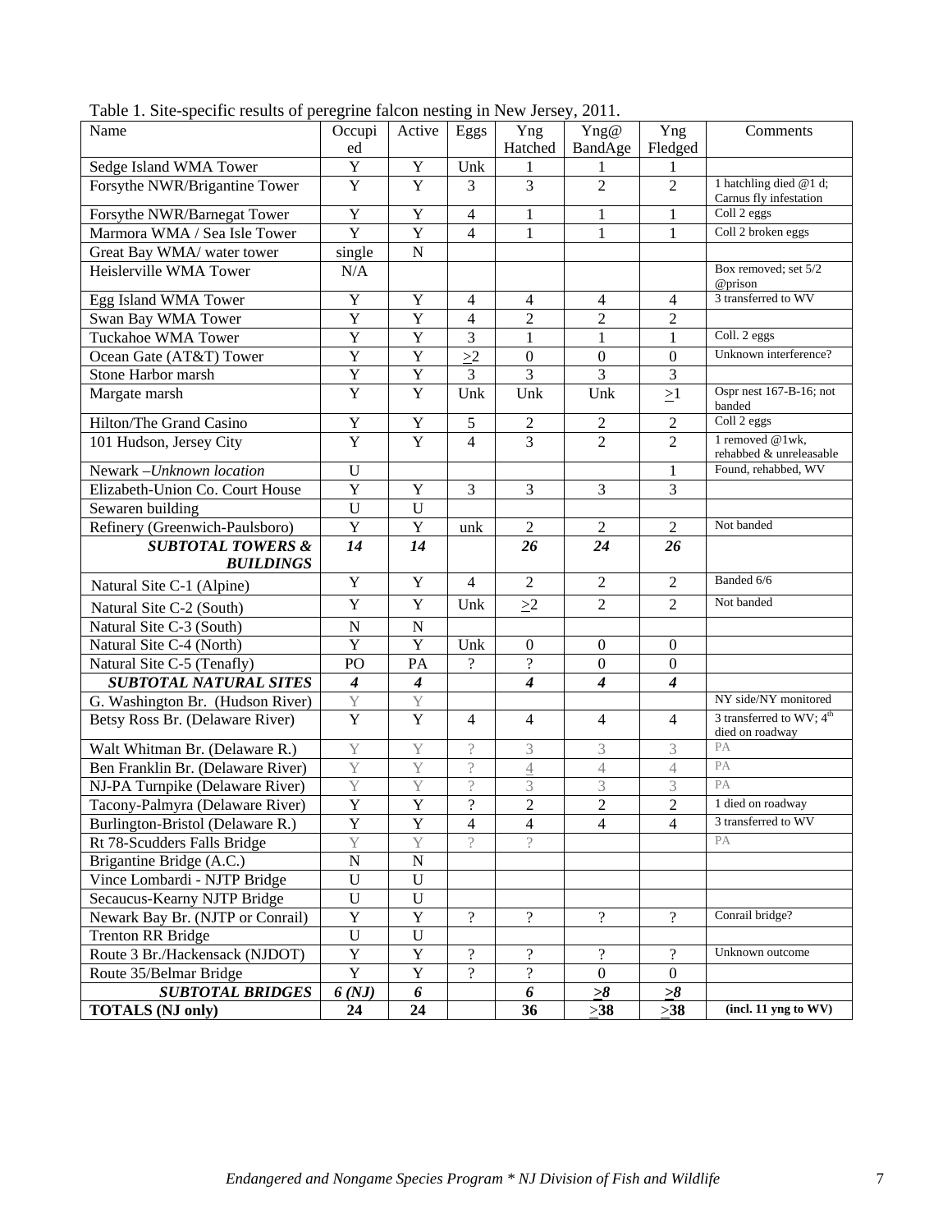Table 1. Site-specific results of peregrine falcon nesting in New Jersey, 2011.

| Name | Occupied | Active | Eggs | Yng Hatched | Yng@ BandAge | Yng Fledged | Comments |
|---|---|---|---|---|---|---|---|
| Sedge Island WMA Tower | Y | Y | Unk | 1 | 1 | 1 | |
| Forsythe NWR/Brigantine Tower | Y | Y | 3 | 3 | 2 | 2 | 1 hatchling died @1 d; Carnus fly infestation |
| Forsythe NWR/Barnegat Tower | Y | Y | 4 | 1 | 1 | 1 | Coll 2 eggs |
| Marmora WMA / Sea Isle Tower | Y | Y | 4 | 1 | 1 | 1 | Coll 2 broken eggs |
| Great Bay WMA/ water tower | single | N | | | | | |
| Heislerville WMA Tower | N/A | | | | | | Box removed; set 5/2 @prison |
| Egg Island WMA Tower | Y | Y | 4 | 4 | 4 | 4 | 3 transferred to WV |
| Swan Bay WMA Tower | Y | Y | 4 | 2 | 2 | 2 | |
| Tuckahoe WMA Tower | Y | Y | 3 | 1 | 1 | 1 | Coll. 2 eggs |
| Ocean Gate (AT&T) Tower | Y | Y | ≥2 | 0 | 0 | 0 | Unknown interference? |
| Stone Harbor marsh | Y | Y | 3 | 3 | 3 | 3 | |
| Margate marsh | Y | Y | Unk | Unk | Unk | ≥1 | Ospr nest 167-B-16; not banded |
| Hilton/The Grand Casino | Y | Y | 5 | 2 | 2 | 2 | Coll 2 eggs |
| 101 Hudson, Jersey City | Y | Y | 4 | 3 | 2 | 2 | 1 removed @1wk, rehabbed & unreleasable |
| Newark –*Unknown location* | U | | | | | 1 | Found, rehabbed, WV |
| Elizabeth-Union Co. Court House | Y | Y | 3 | 3 | 3 | 3 | |
| Sewaren building | U | U | | | | | |
| Refinery (Greenwich-Paulsboro) | Y | Y | unk | 2 | 2 | 2 | Not banded |
| ***SUBTOTAL TOWERS & BUILDINGS*** | ***14*** | ***14*** | | ***26*** | ***24*** | ***26*** | |
| Natural Site C-1 (Alpine) | Y | Y | 4 | 2 | 2 | 2 | Banded 6/6 |
| Natural Site C-2 (South) | Y | Y | Unk | ≥2 | 2 | 2 | Not banded |
| Natural Site C-3 (South) | N | N | | | | | |
| Natural Site C-4 (North) | Y | Y | Unk | 0 | 0 | 0 | |
| Natural Site C-5 (Tenafly) | PO | PA | ? | ? | 0 | 0 | |
| ***SUBTOTAL NATURAL SITES*** | ***4*** | ***4*** | | ***4*** | ***4*** | ***4*** | |
| G. Washington Br. (Hudson River) | Y | Y | | | | | NY side/NY monitored |
| Betsy Ross Br. (Delaware River) | Y | Y | 4 | 4 | 4 | 4 | 3 transferred to WV; 4th died on roadway |
| Walt Whitman Br. (Delaware R.) | Y | Y | ? | 3 | 3 | 3 | PA |
| Ben Franklin Br. (Delaware River) | Y | Y | ? | 4 | 4 | 4 | PA |
| NJ-PA Turnpike (Delaware River) | Y | Y | ? | 3 | 3 | 3 | PA |
| Tacony-Palmyra (Delaware River) | Y | Y | ? | 2 | 2 | 2 | 1 died on roadway |
| Burlington-Bristol (Delaware R.) | Y | Y | 4 | 4 | 4 | 4 | 3 transferred to WV |
| Rt 78-Scudders Falls Bridge | Y | Y | ? | ? | | | PA |
| Brigantine Bridge (A.C.) | N | N | | | | | |
| Vince Lombardi - NJTP Bridge | U | U | | | | | |
| Secaucus-Kearny NJTP Bridge | U | U | | | | | |
| Newark Bay Br. (NJTP or Conrail) | Y | Y | ? | ? | ? | ? | Conrail bridge? |
| Trenton RR Bridge | U | U | | | | | |
| Route 3 Br./Hackensack (NJDOT) | Y | Y | ? | ? | ? | ? | Unknown outcome |
| Route 35/Belmar Bridge | Y | Y | ? | ? | 0 | 0 | |
| ***SUBTOTAL BRIDGES*** | ***6 (NJ)*** | ***6*** | | ***6*** | ***≥8*** | ***≥8*** | |
| **TOTALS (NJ only)** | **24** | **24** | | **36** | **≥38** | **≥38** | **(incl. 11 yng to WV)** |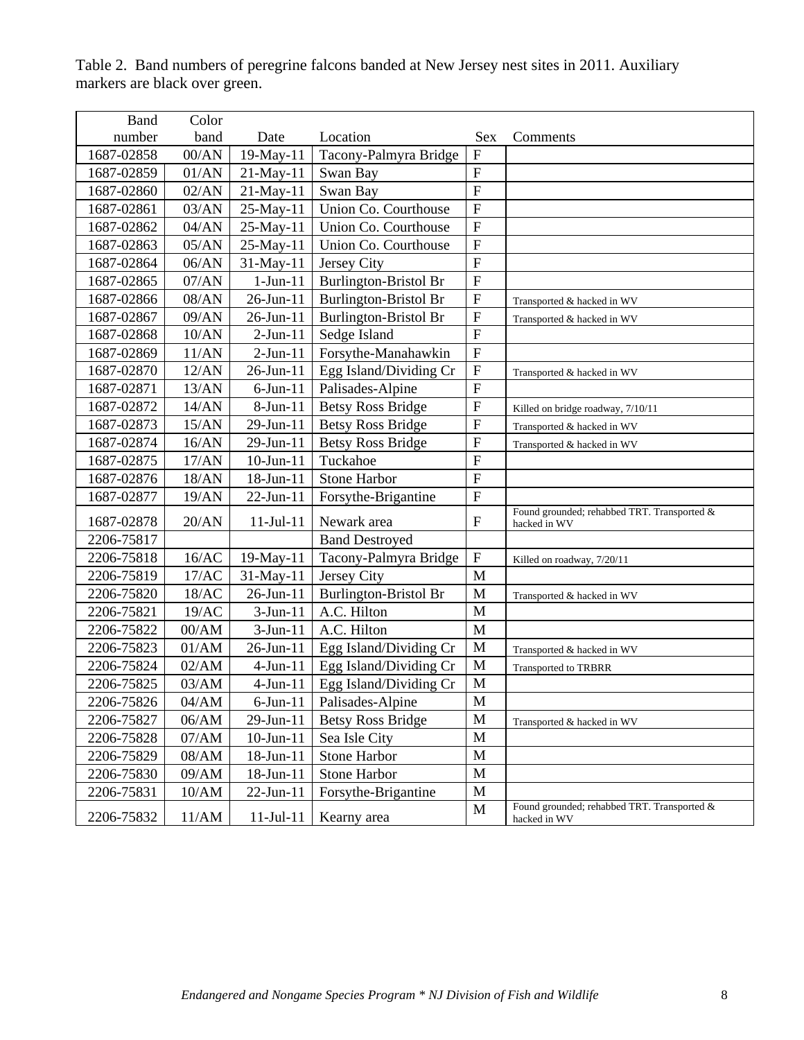Table 2. Band numbers of peregrine falcons banded at New Jersey nest sites in 2011. Auxiliary markers are black over green.

| Band number | Color band | Date | Location | Sex | Comments |
|---|---|---|---|---|---|
| 1687-02858 | 00/AN | 19-May-11 | Tacony-Palmyra Bridge | F | |
| 1687-02859 | 01/AN | 21-May-11 | Swan Bay | F | |
| 1687-02860 | 02/AN | 21-May-11 | Swan Bay | F | |
| 1687-02861 | 03/AN | 25-May-11 | Union Co. Courthouse | F | |
| 1687-02862 | 04/AN | 25-May-11 | Union Co. Courthouse | F | |
| 1687-02863 | 05/AN | 25-May-11 | Union Co. Courthouse | F | |
| 1687-02864 | 06/AN | 31-May-11 | Jersey City | F | |
| 1687-02865 | 07/AN | 1-Jun-11 | Burlington-Bristol Br | F | |
| 1687-02866 | 08/AN | 26-Jun-11 | Burlington-Bristol Br | F | Transported & hacked in WV |
| 1687-02867 | 09/AN | 26-Jun-11 | Burlington-Bristol Br | F | Transported & hacked in WV |
| 1687-02868 | 10/AN | 2-Jun-11 | Sedge Island | F | |
| 1687-02869 | 11/AN | 2-Jun-11 | Forsythe-Manahawkin | F | |
| 1687-02870 | 12/AN | 26-Jun-11 | Egg Island/Dividing Cr | F | Transported & hacked in WV |
| 1687-02871 | 13/AN | 6-Jun-11 | Palisades-Alpine | F | |
| 1687-02872 | 14/AN | 8-Jun-11 | Betsy Ross Bridge | F | Killed on bridge roadway, 7/10/11 |
| 1687-02873 | 15/AN | 29-Jun-11 | Betsy Ross Bridge | F | Transported & hacked in WV |
| 1687-02874 | 16/AN | 29-Jun-11 | Betsy Ross Bridge | F | Transported & hacked in WV |
| 1687-02875 | 17/AN | 10-Jun-11 | Tuckahoe | F | |
| 1687-02876 | 18/AN | 18-Jun-11 | Stone Harbor | F | |
| 1687-02877 | 19/AN | 22-Jun-11 | Forsythe-Brigantine | F | |
| 1687-02878 | 20/AN | 11-Jul-11 | Newark area | F | Found grounded; rehabbed TRT. Transported & hacked in WV |
| 2206-75817 | | | Band Destroyed | | |
| 2206-75818 | 16/AC | 19-May-11 | Tacony-Palmyra Bridge | F | Killed on roadway, 7/20/11 |
| 2206-75819 | 17/AC | 31-May-11 | Jersey City | M | |
| 2206-75820 | 18/AC | 26-Jun-11 | Burlington-Bristol Br | M | Transported & hacked in WV |
| 2206-75821 | 19/AC | 3-Jun-11 | A.C. Hilton | M | |
| 2206-75822 | 00/AM | 3-Jun-11 | A.C. Hilton | M | |
| 2206-75823 | 01/AM | 26-Jun-11 | Egg Island/Dividing Cr | M | Transported & hacked in WV |
| 2206-75824 | 02/AM | 4-Jun-11 | Egg Island/Dividing Cr | M | Transported to TRBRR |
| 2206-75825 | 03/AM | 4-Jun-11 | Egg Island/Dividing Cr | M | |
| 2206-75826 | 04/AM | 6-Jun-11 | Palisades-Alpine | M | |
| 2206-75827 | 06/AM | 29-Jun-11 | Betsy Ross Bridge | M | Transported & hacked in WV |
| 2206-75828 | 07/AM | 10-Jun-11 | Sea Isle City | M | |
| 2206-75829 | 08/AM | 18-Jun-11 | Stone Harbor | M | |
| 2206-75830 | 09/AM | 18-Jun-11 | Stone Harbor | M | |
| 2206-75831 | 10/AM | 22-Jun-11 | Forsythe-Brigantine | M | |
| 2206-75832 | 11/AM | 11-Jul-11 | Kearny area | M | Found grounded; rehabbed TRT. Transported & hacked in WV |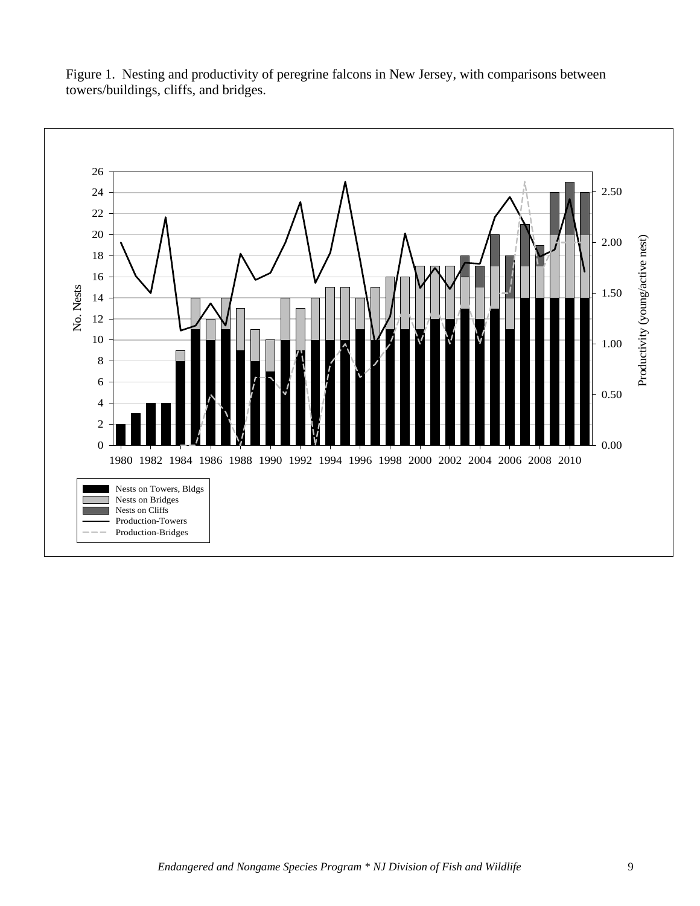Figure 1. Nesting and productivity of peregrine falcons in New Jersey, with comparisons between towers/buildings, cliffs, and bridges.

No. Nests

0
2
4
6
8
10
12
14
16
18
20
22
24
26

Productivity (young/active nest)

0.00
0.50
1.00
1.50
2.00
2.50

1980 1982 1984 1986 1988 1990 1992 1994 1996 1998 2000 2002 2004 2006 2008 2010

Nests on Towers, Bldgs
Nests on Bridges
Nests on Cliffs
Production-Towers
Production-Bridges